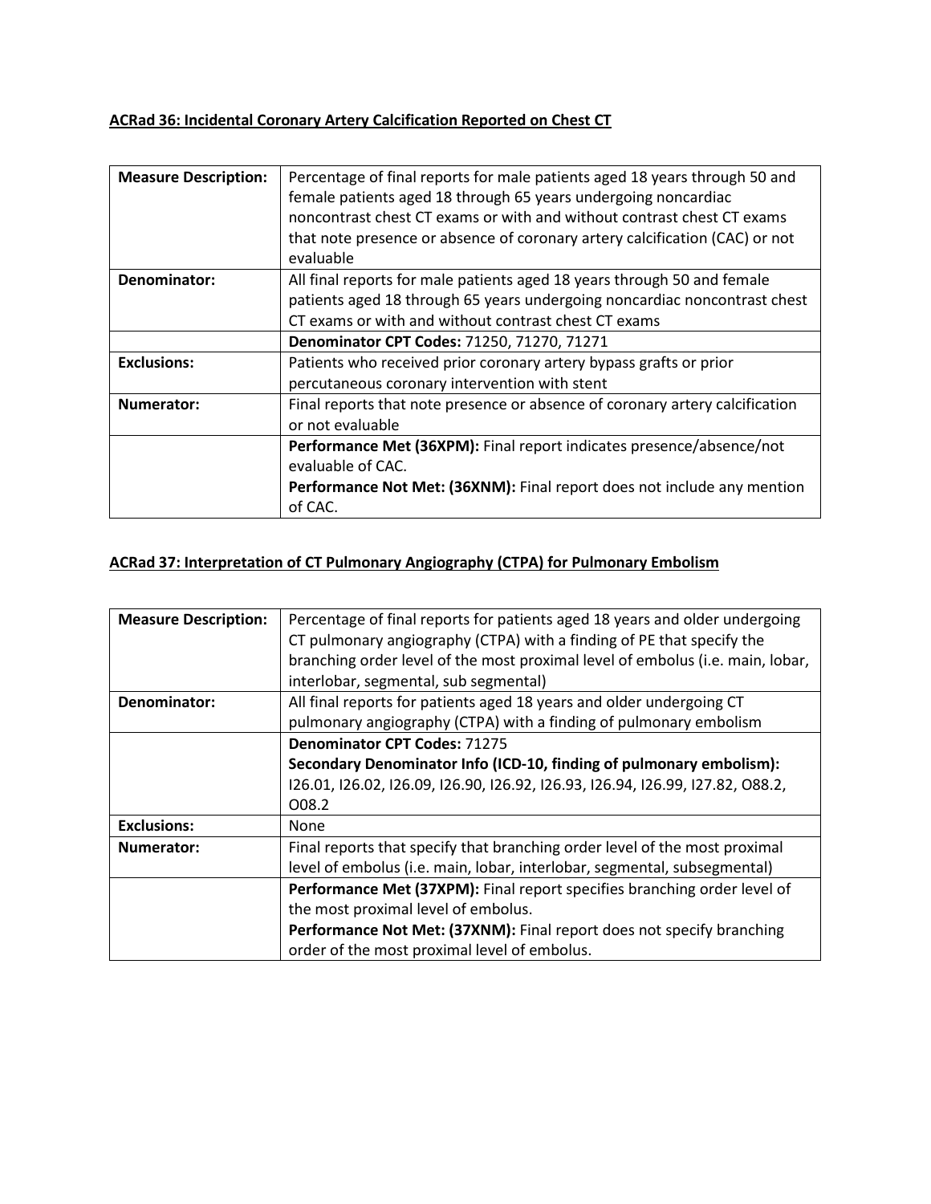**ACRad 36: Incidental Coronary Artery Calcification Reported on Chest CT**

| **Measure Description:** | Percentage of final reports for male patients aged 18 years through 50 and female patients aged 18 through 65 years undergoing noncardiac noncontrast chest CT exams or with and without contrast chest CT exams that note presence or absence of coronary artery calcification (CAC) or not evaluable |
|---|---|
| **Denominator:** | All final reports for male patients aged 18 years through 50 and female patients aged 18 through 65 years undergoing noncardiac noncontrast chest CT exams or with and without contrast chest CT exams |
| | **Denominator CPT Codes:** 71250, 71270, 71271 |
| **Exclusions:** | Patients who received prior coronary artery bypass grafts or prior percutaneous coronary intervention with stent |
| **Numerator:** | Final reports that note presence or absence of coronary artery calcification or not evaluable |
| | **Performance Met (36XPM):** Final report indicates presence/absence/not evaluable of CAC. **Performance Not Met: (36XNM):** Final report does not include any mention of CAC. |

**ACRad 37: Interpretation of CT Pulmonary Angiography (CTPA) for Pulmonary Embolism**

| **Measure Description:** | Percentage of final reports for patients aged 18 years and older undergoing CT pulmonary angiography (CTPA) with a finding of PE that specify the branching order level of the most proximal level of embolus (i.e. main, lobar, interlobar, segmental, sub segmental) |
|---|---|
| **Denominator:** | All final reports for patients aged 18 years and older undergoing CT pulmonary angiography (CTPA) with a finding of pulmonary embolism |
| | **Denominator CPT Codes:** 71275 **Secondary Denominator Info (ICD-10, finding of pulmonary embolism):** I26.01, I26.02, I26.09, I26.90, I26.92, I26.93, I26.94, I26.99, I27.82, O88.2, O08.2 |
| **Exclusions:** | None |
| **Numerator:** | Final reports that specify that branching order level of the most proximal level of embolus (i.e. main, lobar, interlobar, segmental, subsegmental) |
| | **Performance Met (37XPM):** Final report specifies branching order level of the most proximal level of embolus. **Performance Not Met: (37XNM):** Final report does not specify branching order of the most proximal level of embolus. |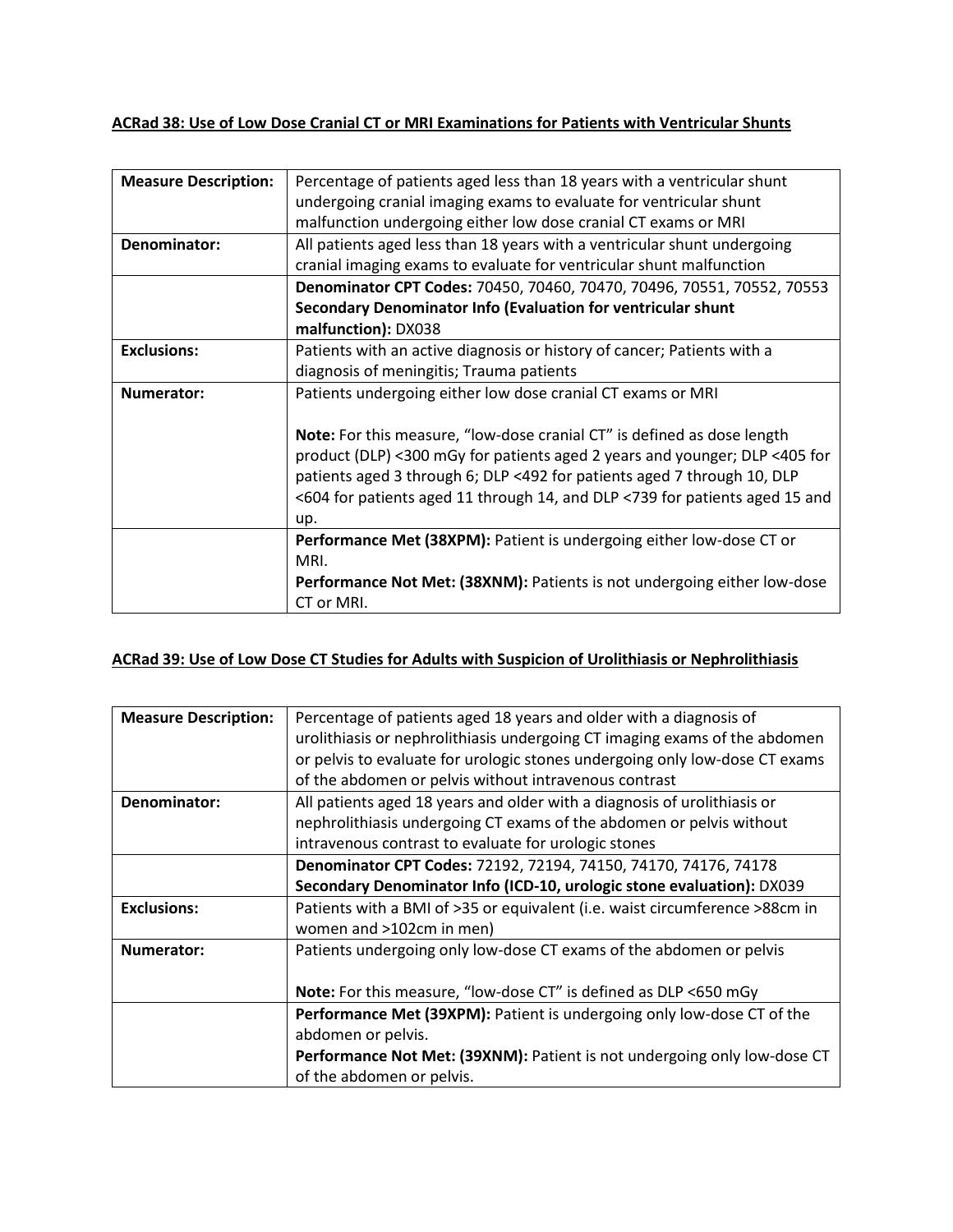**ACRad 38: Use of Low Dose Cranial CT or MRI Examinations for Patients with Ventricular Shunts**

| **Measure Description:** | Percentage of patients aged less than 18 years with a ventricular shunt undergoing cranial imaging exams to evaluate for ventricular shunt malfunction undergoing either low dose cranial CT exams or MRI |
|---|---|
| **Denominator:** | All patients aged less than 18 years with a ventricular shunt undergoing cranial imaging exams to evaluate for ventricular shunt malfunction |
| | **Denominator CPT Codes:** 70450, 70460, 70470, 70496, 70551, 70552, 70553 **Secondary Denominator Info (Evaluation for ventricular shunt malfunction):** DX038 |
| **Exclusions:** | Patients with an active diagnosis or history of cancer; Patients with a diagnosis of meningitis; Trauma patients |
| **Numerator:** | Patients undergoing either low dose cranial CT exams or MRI<br><br>**Note:** For this measure, "low-dose cranial CT" is defined as dose length product (DLP) <300 mGy for patients aged 2 years and younger; DLP <405 for patients aged 3 through 6; DLP <492 for patients aged 7 through 10, DLP <604 for patients aged 11 through 14, and DLP <739 for patients aged 15 and up. |
| | **Performance Met (38XPM):** Patient is undergoing either low-dose CT or MRI.<br>**Performance Not Met: (38XNM):** Patients is not undergoing either low-dose CT or MRI. |

**ACRad 39: Use of Low Dose CT Studies for Adults with Suspicion of Urolithiasis or Nephrolithiasis**

| **Measure Description:** | Percentage of patients aged 18 years and older with a diagnosis of urolithiasis or nephrolithiasis undergoing CT imaging exams of the abdomen or pelvis to evaluate for urologic stones undergoing only low-dose CT exams of the abdomen or pelvis without intravenous contrast |
|---|---|
| **Denominator:** | All patients aged 18 years and older with a diagnosis of urolithiasis or nephrolithiasis undergoing CT exams of the abdomen or pelvis without intravenous contrast to evaluate for urologic stones |
| | **Denominator CPT Codes:** 72192, 72194, 74150, 74170, 74176, 74178 **Secondary Denominator Info (ICD-10, urologic stone evaluation):** DX039 |
| **Exclusions:** | Patients with a BMI of >35 or equivalent (i.e. waist circumference >88cm in women and >102cm in men) |
| **Numerator:** | Patients undergoing only low-dose CT exams of the abdomen or pelvis<br><br>**Note:** For this measure, "low-dose CT" is defined as DLP <650 mGy |
| | **Performance Met (39XPM):** Patient is undergoing only low-dose CT of the abdomen or pelvis.<br>**Performance Not Met: (39XNM):** Patient is not undergoing only low-dose CT of the abdomen or pelvis. |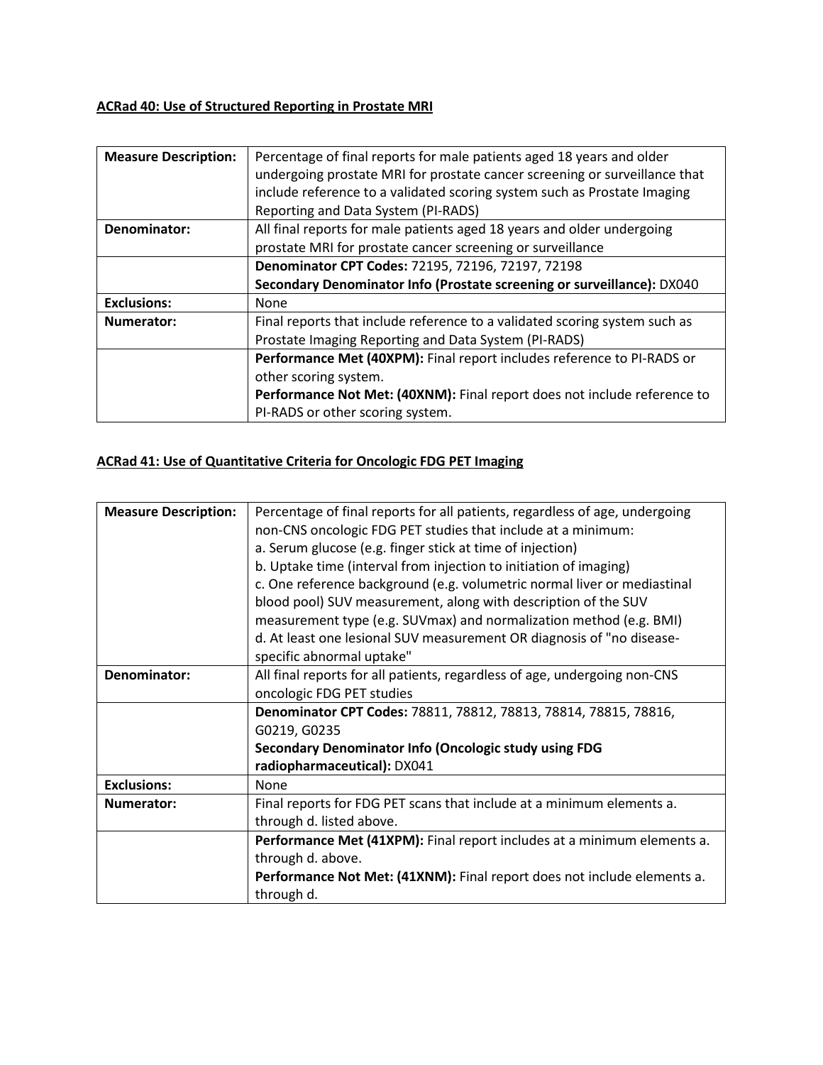**ACRad 40: Use of Structured Reporting in Prostate MRI**

| | |
|---|---|
| **Measure Description:** | Percentage of final reports for male patients aged 18 years and older undergoing prostate MRI for prostate cancer screening or surveillance that include reference to a validated scoring system such as Prostate Imaging Reporting and Data System (PI-RADS) |
| **Denominator:** | All final reports for male patients aged 18 years and older undergoing prostate MRI for prostate cancer screening or surveillance |
| | **Denominator CPT Codes:** 72195, 72196, 72197, 72198<br>**Secondary Denominator Info (Prostate screening or surveillance):** DX040 |
| **Exclusions:** | None |
| **Numerator:** | Final reports that include reference to a validated scoring system such as Prostate Imaging Reporting and Data System (PI-RADS) |
| | **Performance Met (40XPM):** Final report includes reference to PI-RADS or other scoring system.<br>**Performance Not Met: (40XNM):** Final report does not include reference to PI-RADS or other scoring system. |

**ACRad 41: Use of Quantitative Criteria for Oncologic FDG PET Imaging**

| | |
|---|---|
| **Measure Description:** | Percentage of final reports for all patients, regardless of age, undergoing non-CNS oncologic FDG PET studies that include at a minimum:<br>a. Serum glucose (e.g. finger stick at time of injection)<br>b. Uptake time (interval from injection to initiation of imaging)<br>c. One reference background (e.g. volumetric normal liver or mediastinal blood pool) SUV measurement, along with description of the SUV measurement type (e.g. SUVmax) and normalization method (e.g. BMI)<br>d. At least one lesional SUV measurement OR diagnosis of "no disease-specific abnormal uptake" |
| **Denominator:** | All final reports for all patients, regardless of age, undergoing non-CNS oncologic FDG PET studies |
| | **Denominator CPT Codes:** 78811, 78812, 78813, 78814, 78815, 78816, G0219, G0235<br>**Secondary Denominator Info (Oncologic study using FDG radiopharmaceutical):** DX041 |
| **Exclusions:** | None |
| **Numerator:** | Final reports for FDG PET scans that include at a minimum elements a. through d. listed above. |
| | **Performance Met (41XPM):** Final report includes at a minimum elements a. through d. above.<br>**Performance Not Met: (41XNM):** Final report does not include elements a. through d. |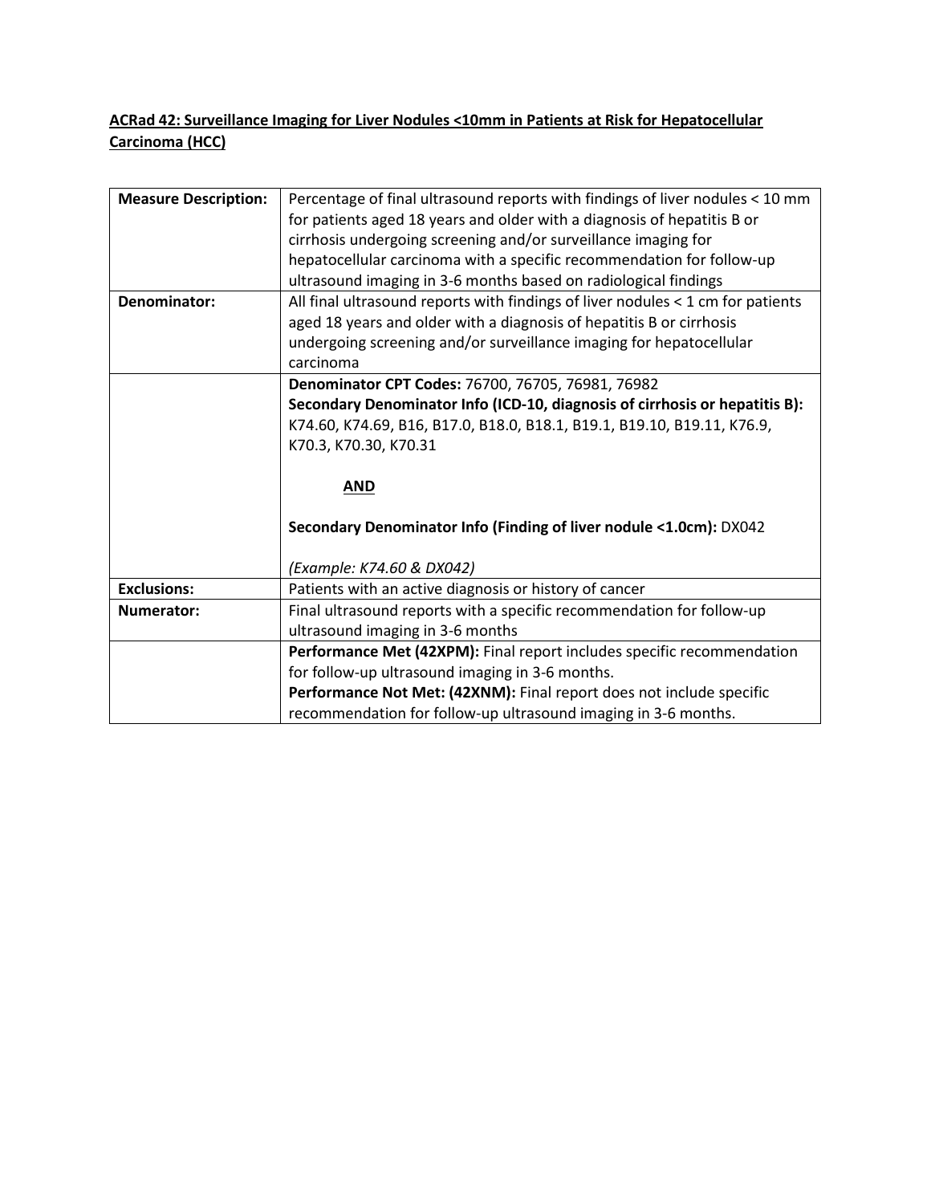**ACRad 42: Surveillance Imaging for Liver Nodules <10mm in Patients at Risk for Hepatocellular Carcinoma (HCC)**

| | |
|---|---|
| **Measure Description:** | Percentage of final ultrasound reports with findings of liver nodules < 10 mm for patients aged 18 years and older with a diagnosis of hepatitis B or cirrhosis undergoing screening and/or surveillance imaging for hepatocellular carcinoma with a specific recommendation for follow-up ultrasound imaging in 3-6 months based on radiological findings |
| **Denominator:** | All final ultrasound reports with findings of liver nodules < 1 cm for patients aged 18 years and older with a diagnosis of hepatitis B or cirrhosis undergoing screening and/or surveillance imaging for hepatocellular carcinoma |
| | **Denominator CPT Codes:** 76700, 76705, 76981, 76982<br>**Secondary Denominator Info (ICD-10, diagnosis of cirrhosis or hepatitis B):** K74.60, K74.69, B16, B17.0, B18.0, B18.1, B19.1, B19.10, B19.11, K76.9, K70.3, K70.30, K70.31<br><br>**AND**<br><br>**Secondary Denominator Info (Finding of liver nodule <1.0cm):** DX042<br><br>*(Example: K74.60 & DX042)* |
| **Exclusions:** | Patients with an active diagnosis or history of cancer |
| **Numerator:** | Final ultrasound reports with a specific recommendation for follow-up ultrasound imaging in 3-6 months |
| | **Performance Met (42XPM):** Final report includes specific recommendation for follow-up ultrasound imaging in 3-6 months.<br>**Performance Not Met: (42XNM):** Final report does not include specific recommendation for follow-up ultrasound imaging in 3-6 months. |